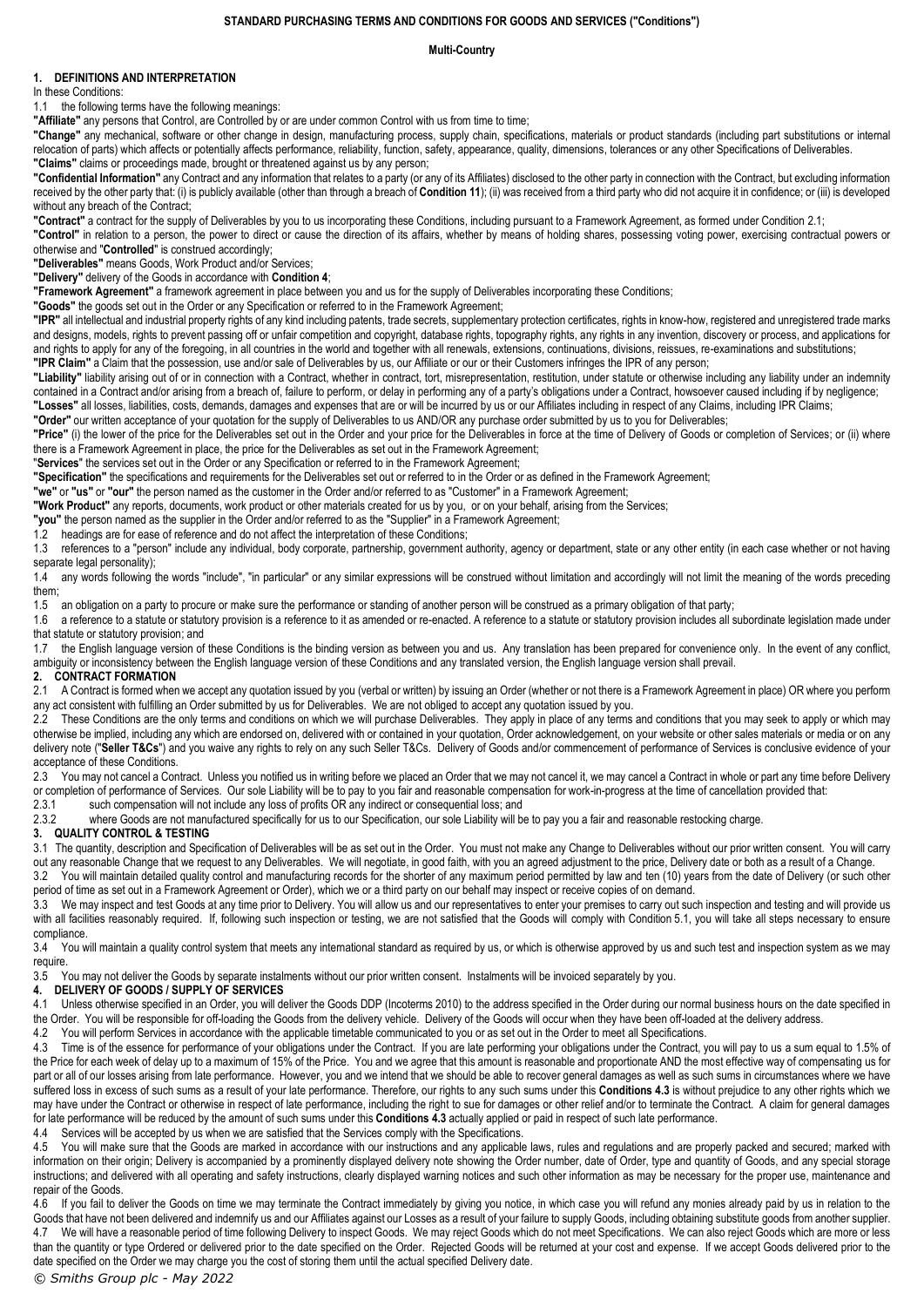# STANDARD PURCHASING TERMS AND CONDITIONS FOR GOODS AND SERVICES ("Conditions")

**Multi-Country**

## 1. DEFINITIONS AND INTERPRETATION

In these Conditions:

1.1 the following terms have the following meanings:

**"Affiliate"** any persons that Control, are Controlled by or are under common Control with us from time to time;

**"Change"** any mechanical, software or other change in design, manufacturing process, supply chain, specifications, materials or product standards (including part substitutions or internal relocation of parts) which affects or potentially affects performance, reliability, function, safety, appearance, quality, dimensions, tolerances or any other Specifications of Deliverables.

**"Claims"** claims or proceedings made, brought or threatened against us by any person;

**"Confidential Information"** any Contract and any information that relates to a party (or any of its Affiliates) disclosed to the other party in connection with the Contract, but excluding information received by the other party that: (i) is publicly available (other than through a breach of **Condition 11**); (ii) was received from a third party who did not acquire it in confidence; or (iii) is developed without any breach of the Contract;

**"Contract"** a contract for the supply of Deliverables by you to us incorporating these Conditions, including pursuant to a Framework Agreement, as formed under Condition 2.1;

**"Control"** in relation to a person, the power to direct or cause the direction of its affairs, whether by means of holding shares, possessing voting power, exercising contractual powers or otherwise and "**Controlled**" is construed accordingly;

**"Deliverables"** means Goods, Work Product and/or Services;

**"Delivery"** delivery of the Goods in accordance with **Condition 4**;

**"Framework Agreement"** a framework agreement in place between you and us for the supply of Deliverables incorporating these Conditions;

**"Goods"** the goods set out in the Order or any Specification or referred to in the Framework Agreement;

**"IPR"** all intellectual and industrial property rights of any kind including patents, trade secrets, supplementary protection certificates, rights in know-how, registered and unregistered trade marks and designs, models, rights to prevent passing off or unfair competition and copyright, database rights, topography rights, any rights in any invention, discovery or process, and applications for and rights to apply for any of the foregoing, in all countries in the world and together with all renewals, extensions, continuations, divisions, reissues, re-examinations and substitutions;

**"IPR Claim"** a Claim that the possession, use and/or sale of Deliverables by us, our Affiliate or our or their Customers infringes the IPR of any person;

**"Liability"** liability arising out of or in connection with a Contract, whether in contract, tort, misrepresentation, restitution, under statute or otherwise including any liability under an indemnity contained in a Contract and/or arising from a breach of, failure to perform, or delay in performing any of a party's obligations under a Contract, howsoever caused including if by negligence;

**"Losses"** all losses, liabilities, costs, demands, damages and expenses that are or will be incurred by us or our Affiliates including in respect of any Claims, including IPR Claims;

**"Order"** our written acceptance of your quotation for the supply of Deliverables to us AND/OR any purchase order submitted by us to you for Deliverables;

**"Price"** (i) the lower of the price for the Deliverables set out in the Order and your price for the Deliverables in force at the time of Delivery of Goods or completion of Services; or (ii) where there is a Framework Agreement in place, the price for the Deliverables as set out in the Framework Agreement;

**"Services"** the services set out in the Order or any Specification or referred to in the Framework Agreement;

**"Specification"** the specifications and requirements for the Deliverables set out or referred to in the Order or as defined in the Framework Agreement;

**"we"** or **"us"** or **"our"** the person named as the customer in the Order and/or referred to as "Customer" in a Framework Agreement;

**"Work Product"** any reports, documents, work product or other materials created for us by you, or on your behalf, arising from the Services;

**"you"** the person named as the supplier in the Order and/or referred to as the "Supplier" in a Framework Agreement;

1.2 headings are for ease of reference and do not affect the interpretation of these Conditions;

1.3 references to a "person" include any individual, body corporate, partnership, government authority, agency or department, state or any other entity (in each case whether or not having separate legal personality);

1.4 any words following the words "include", "in particular" or any similar expressions will be construed without limitation and accordingly will not limit the meaning of the words preceding them;

1.5 an obligation on a party to procure or make sure the performance or standing of another person will be construed as a primary obligation of that party;

1.6 a reference to a statute or statutory provision is a reference to it as amended or re-enacted. A reference to a statute or statutory provision includes all subordinate legislation made under that statute or statutory provision; and

1.7 the English language version of these Conditions is the binding version as between you and us. Any translation has been prepared for convenience only. In the event of any conflict, ambiguity or inconsistency between the English language version of these Conditions and any translated version, the English language version shall prevail.

## 2. CONTRACT FORMATION

2.1 A Contract is formed when we accept any quotation issued by you (verbal or written) by issuing an Order (whether or not there is a Framework Agreement in place) OR where you perform any act consistent with fulfilling an Order submitted by us for Deliverables. We are not obliged to accept any quotation issued by you.

2.2 These Conditions are the only terms and conditions on which we will purchase Deliverables. They apply in place of any terms and conditions that you may seek to apply or which may otherwise be implied, including any which are endorsed on, delivered with or contained in your quotation, Order acknowledgement, on your website or other sales materials or media or on any delivery note ("**Seller T&Cs**") and you waive any rights to rely on any such Seller T&Cs. Delivery of Goods and/or commencement of performance of Services is conclusive evidence of your acceptance of these Conditions.

2.3 You may not cancel a Contract. Unless you notified us in writing before we placed an Order that we may not cancel it, we may cancel a Contract in whole or part any time before Delivery or completion of performance of Services. Our sole Liability will be to pay to you fair and reasonable compensation for work-in-progress at the time of cancellation provided that:

2.3.1 such compensation will not include any loss of profits OR any indirect or consequential loss; and

2.3.2 where Goods are not manufactured specifically for us to our Specification, our sole Liability will be to pay you a fair and reasonable restocking charge.

## 3. QUALITY CONTROL & TESTING

3.1 The quantity, description and Specification of Deliverables will be as set out in the Order. You must not make any Change to Deliverables without our prior written consent. You will carry out any reasonable Change that we request to any Deliverables. We will negotiate, in good faith, with you an agreed adjustment to the price, Delivery date or both as a result of a Change.

3.2 You will maintain detailed quality control and manufacturing records for the shorter of any maximum period permitted by law and ten (10) years from the date of Delivery (or such other period of time as set out in a Framework Agreement or Order), which we or a third party on our behalf may inspect or receive copies of on demand.

3.3 We may inspect and test Goods at any time prior to Delivery. You will allow us and our representatives to enter your premises to carry out such inspection and testing and will provide us with all facilities reasonably required. If, following such inspection or testing, we are not satisfied that the Goods will comply with Condition 5.1, you will take all steps necessary to ensure compliance.

3.4 You will maintain a quality control system that meets any international standard as required by us, or which is otherwise approved by us and such test and inspection system as we may require.

3.5 You may not deliver the Goods by separate instalments without our prior written consent. Instalments will be invoiced separately by you.

## 4. DELIVERY OF GOODS / SUPPLY OF SERVICES

4.1 Unless otherwise specified in an Order, you will deliver the Goods DDP (Incoterms 2010) to the address specified in the Order during our normal business hours on the date specified in the Order. You will be responsible for off-loading the Goods from the delivery vehicle. Delivery of the Goods will occur when they have been off-loaded at the delivery address.

4.2 You will perform Services in accordance with the applicable timetable communicated to you or as set out in the Order to meet all Specifications.

4.3 Time is of the essence for performance of your obligations under the Contract. If you are late performing your obligations under the Contract, you will pay to us a sum equal to 1.5% of the Price for each week of delay up to a maximum of 15% of the Price. You and we agree that this amount is reasonable and proportionate AND the most effective way of compensating us for part or all of our losses arising from late performance. However, you and we intend that we should be able to recover general damages as well as such sums in circumstances where we have suffered loss in excess of such sums as a result of your late performance. Therefore, our rights to any such sums under this **Conditions 4.3** is without prejudice to any other rights which we may have under the Contract or otherwise in respect of late performance, including the right to sue for damages or other relief and/or to terminate the Contract. A claim for general damages for late performance will be reduced by the amount of such sums under this **Conditions 4.3** actually applied or paid in respect of such late performance.

4.4 Services will be accepted by us when we are satisfied that the Services comply with the Specifications.

4.5 You will make sure that the Goods are marked in accordance with our instructions and any applicable laws, rules and regulations and are properly packed and secured; marked with information on their origin; Delivery is accompanied by a prominently displayed delivery note showing the Order number, date of Order, type and quantity of Goods, and any special storage instructions; and delivered with all operating and safety instructions, clearly displayed warning notices and such other information as may be necessary for the proper use, maintenance and repair of the Goods.

4.6 If you fail to deliver the Goods on time we may terminate the Contract immediately by giving you notice, in which case you will refund any monies already paid by us in relation to the Goods that have not been delivered and indemnify us and our Affiliates against our Losses as a result of your failure to supply Goods, including obtaining substitute goods from another supplier.

4.7 We will have a reasonable period of time following Delivery to inspect Goods. We may reject Goods which do not meet Specifications. We can also reject Goods which are more or less than the quantity or type Ordered or delivered prior to the date specified on the Order. Rejected Goods will be returned at your cost and expense. If we accept Goods delivered prior to the date specified on the Order we may charge you the cost of storing them until the actual specified Delivery date.

*© Smiths Group plc - May 2022*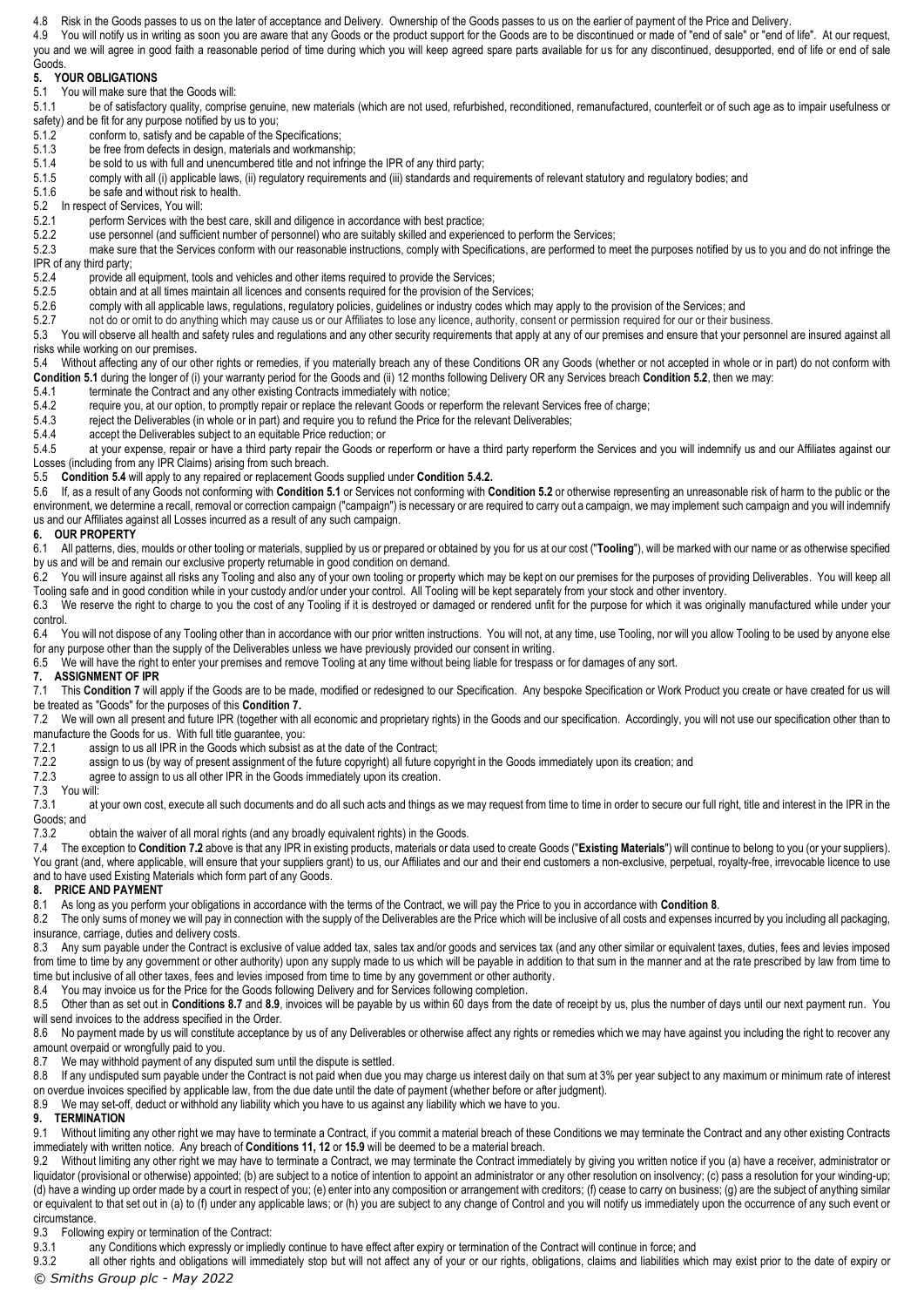4.8 Risk in the Goods passes to us on the later of acceptance and Delivery. Ownership of the Goods passes to us on the earlier of payment of the Price and Delivery.

4.9 You will notify us in writing as soon you are aware that any Goods or the product support for the Goods are to be discontinued or made of "end of sale" or "end of life". At our request, you and we will agree in good faith a reasonable period of time during which you will keep agreed spare parts available for us for any discontinued, desupported, end of life or end of sale Goods.

## 5. YOUR OBLIGATIONS

5.1 You will make sure that the Goods will:

5.1.1 be of satisfactory quality, comprise genuine, new materials (which are not used, refurbished, reconditioned, remanufactured, counterfeit or of such age as to impair usefulness or safety) and be fit for any purpose notified by us to you;

5.1.2 conform to, satisfy and be capable of the Specifications;

5.1.3 be free from defects in design, materials and workmanship;

5.1.4 be sold to us with full and unencumbered title and not infringe the IPR of any third party;

5.1.5 comply with all (i) applicable laws, (ii) regulatory requirements and (iii) standards and requirements of relevant statutory and regulatory bodies; and

5.1.6 be safe and without risk to health.

5.2 In respect of Services, You will:

5.2.1 perform Services with the best care, skill and diligence in accordance with best practice;

5.2.2 use personnel (and sufficient number of personnel) who are suitably skilled and experienced to perform the Services;

5.2.3 make sure that the Services conform with our reasonable instructions, comply with Specifications, are performed to meet the purposes notified by us to you and do not infringe the IPR of any third party;

5.2.4 provide all equipment, tools and vehicles and other items required to provide the Services;

5.2.5 obtain and at all times maintain all licences and consents required for the provision of the Services;

5.2.6 comply with all applicable laws, regulations, regulatory policies, guidelines or industry codes which may apply to the provision of the Services; and

5.2.7 not do or omit to do anything which may cause us or our Affiliates to lose any licence, authority, consent or permission required for our or their business.

5.3 You will observe all health and safety rules and regulations and any other security requirements that apply at any of our premises and ensure that your personnel are insured against all risks while working on our premises.

5.4 Without affecting any of our other rights or remedies, if you materially breach any of these Conditions OR any Goods (whether or not accepted in whole or in part) do not conform with **Condition 5.1** during the longer of (i) your warranty period for the Goods and (ii) 12 months following Delivery OR any Services breach **Condition 5.2**, then we may:

5.4.1 terminate the Contract and any other existing Contracts immediately with notice;

5.4.2 require you, at our option, to promptly repair or replace the relevant Goods or reperform the relevant Services free of charge;

5.4.3 reject the Deliverables (in whole or in part) and require you to refund the Price for the relevant Deliverables;

5.4.4 accept the Deliverables subject to an equitable Price reduction; or

5.4.5 at your expense, repair or have a third party repair the Goods or reperform or have a third party reperform the Services and you will indemnify us and our Affiliates against our Losses (including from any IPR Claims) arising from such breach.

5.5 **Condition 5.4** will apply to any repaired or replacement Goods supplied under **Condition 5.4.2.**

5.6 If, as a result of any Goods not conforming with **Condition 5.1** or Services not conforming with **Condition 5.2** or otherwise representing an unreasonable risk of harm to the public or the environment, we determine a recall, removal or correction campaign ("campaign") is necessary or are required to carry out a campaign, we may implement such campaign and you will indemnify us and our Affiliates against all Losses incurred as a result of any such campaign.

## 6. OUR PROPERTY

6.1 All patterns, dies, moulds or other tooling or materials, supplied by us or prepared or obtained by you for us at our cost ("**Tooling**"), will be marked with our name or as otherwise specified by us and will be and remain our exclusive property returnable in good condition on demand.

6.2 You will insure against all risks any Tooling and also any of your own tooling or property which may be kept on our premises for the purposes of providing Deliverables. You will keep all Tooling safe and in good condition while in your custody and/or under your control. All Tooling will be kept separately from your stock and other inventory.

6.3 We reserve the right to charge to you the cost of any Tooling if it is destroyed or damaged or rendered unfit for the purpose for which it was originally manufactured while under your control.

6.4 You will not dispose of any Tooling other than in accordance with our prior written instructions. You will not, at any time, use Tooling, nor will you allow Tooling to be used by anyone else for any purpose other than the supply of the Deliverables unless we have previously provided our consent in writing.

6.5 We will have the right to enter your premises and remove Tooling at any time without being liable for trespass or for damages of any sort.

## 7. ASSIGNMENT OF IPR

7.1 This **Condition 7** will apply if the Goods are to be made, modified or redesigned to our Specification. Any bespoke Specification or Work Product you create or have created for us will be treated as "Goods" for the purposes of this **Condition 7.**

7.2 We will own all present and future IPR (together with all economic and proprietary rights) in the Goods and our specification. Accordingly, you will not use our specification other than to manufacture the Goods for us. With full title guarantee, you:

7.2.1 assign to us all IPR in the Goods which subsist as at the date of the Contract;

7.2.2 assign to us (by way of present assignment of the future copyright) all future copyright in the Goods immediately upon its creation; and

7.2.3 agree to assign to us all other IPR in the Goods immediately upon its creation.

7.3 You will:

7.3.1 at your own cost, execute all such documents and do all such acts and things as we may request from time to time in order to secure our full right, title and interest in the IPR in the Goods; and

7.3.2 obtain the waiver of all moral rights (and any broadly equivalent rights) in the Goods.

7.4 The exception to **Condition 7.2** above is that any IPR in existing products, materials or data used to create Goods ("**Existing Materials**") will continue to belong to you (or your suppliers). You grant (and, where applicable, will ensure that your suppliers grant) to us, our Affiliates and our and their end customers a non-exclusive, perpetual, royalty-free, irrevocable licence to use and to have used Existing Materials which form part of any Goods.

## 8. PRICE AND PAYMENT

8.1 As long as you perform your obligations in accordance with the terms of the Contract, we will pay the Price to you in accordance with **Condition 8**.

8.2 The only sums of money we will pay in connection with the supply of the Deliverables are the Price which will be inclusive of all costs and expenses incurred by you including all packaging, insurance, carriage, duties and delivery costs.

8.3 Any sum payable under the Contract is exclusive of value added tax, sales tax and/or goods and services tax (and any other similar or equivalent taxes, duties, fees and levies imposed from time to time by any government or other authority) upon any supply made to us which will be payable in addition to that sum in the manner and at the rate prescribed by law from time to time but inclusive of all other taxes, fees and levies imposed from time to time by any government or other authority.

8.4 You may invoice us for the Price for the Goods following Delivery and for Services following completion.

8.5 Other than as set out in **Conditions 8.7** and **8.9**, invoices will be payable by us within 60 days from the date of receipt by us, plus the number of days until our next payment run. You will send invoices to the address specified in the Order.

8.6 No payment made by us will constitute acceptance by us of any Deliverables or otherwise affect any rights or remedies which we may have against you including the right to recover any amount overpaid or wrongfully paid to you.

8.7 We may withhold payment of any disputed sum until the dispute is settled.

8.8 If any undisputed sum payable under the Contract is not paid when due you may charge us interest daily on that sum at 3% per year subject to any maximum or minimum rate of interest on overdue invoices specified by applicable law, from the due date until the date of payment (whether before or after judgment).

8.9 We may set-off, deduct or withhold any liability which you have to us against any liability which we have to you.

## 9. TERMINATION

9.1 Without limiting any other right we may have to terminate a Contract, if you commit a material breach of these Conditions we may terminate the Contract and any other existing Contracts immediately with written notice. Any breach of **Conditions 11, 12** or **15.9** will be deemed to be a material breach.

9.2 Without limiting any other right we may have to terminate a Contract, we may terminate the Contract immediately by giving you written notice if you (a) have a receiver, administrator or liquidator (provisional or otherwise) appointed; (b) are subject to a notice of intention to appoint an administrator or any other resolution on insolvency; (c) pass a resolution for your winding-up; (d) have a winding up order made by a court in respect of you; (e) enter into any composition or arrangement with creditors; (f) cease to carry on business; (g) are the subject of anything similar or equivalent to that set out in (a) to (f) under any applicable laws; or (h) you are subject to any change of Control and you will notify us immediately upon the occurrence of any such event or circumstance.

9.3 Following expiry or termination of the Contract:

9.3.1 any Conditions which expressly or impliedly continue to have effect after expiry or termination of the Contract will continue in force; and

9.3.2 all other rights and obligations will immediately stop but will not affect any of your or our rights, obligations, claims and liabilities which may exist prior to the date of expiry or

*© Smiths Group plc - May 2022*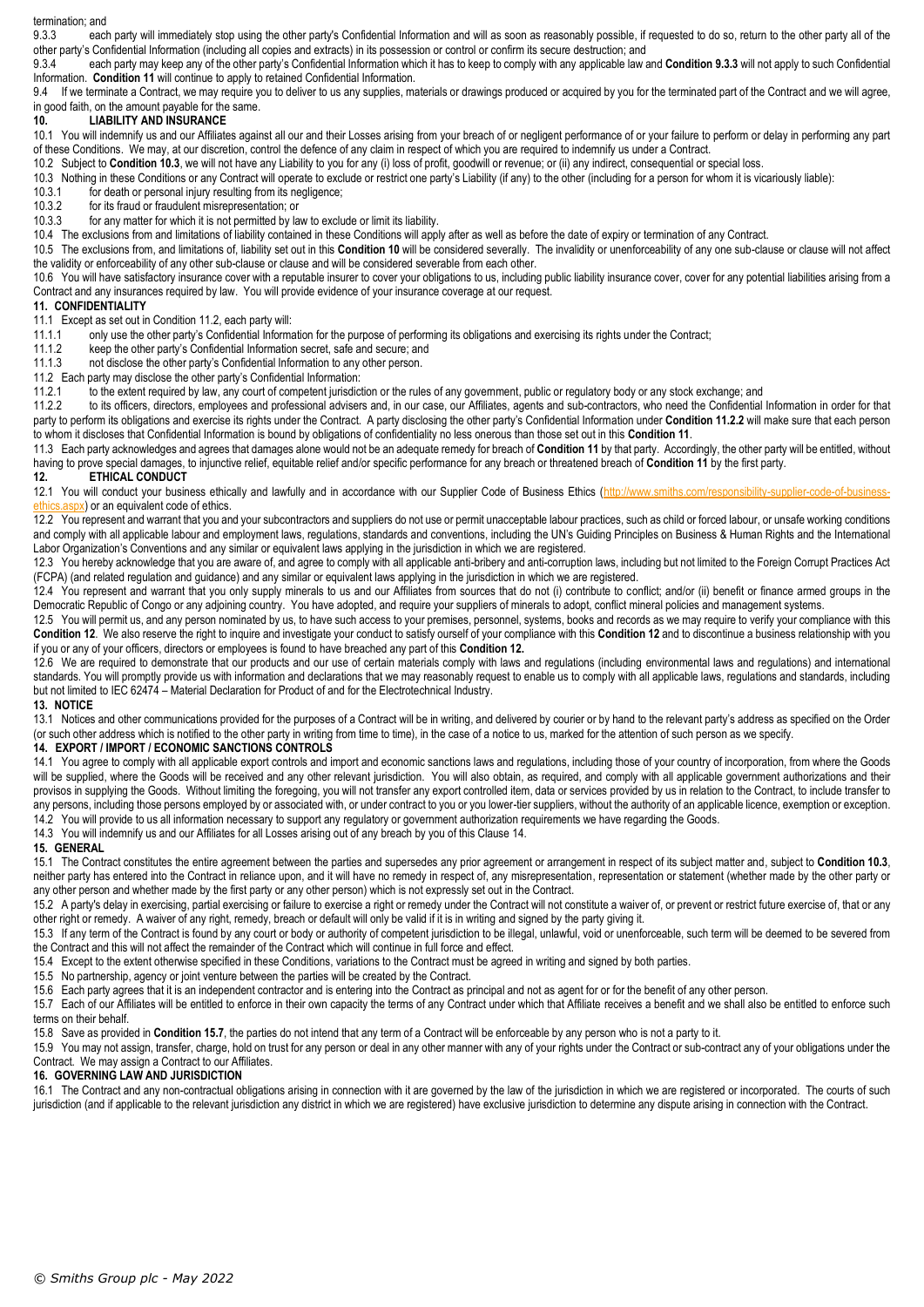termination; and

9.3.3 each party will immediately stop using the other party's Confidential Information and will as soon as reasonably possible, if requested to do so, return to the other party all of the other party's Confidential Information (including all copies and extracts) in its possession or control or confirm its secure destruction; and

9.3.4 each party may keep any of the other party's Confidential Information which it has to keep to comply with any applicable law and **Condition 9.3.3** will not apply to such Confidential Information. **Condition 11** will continue to apply to retained Confidential Information.

9.4 If we terminate a Contract, we may require you to deliver to us any supplies, materials or drawings produced or acquired by you for the terminated part of the Contract and we will agree, in good faith, on the amount payable for the same.

## 10. LIABILITY AND INSURANCE

10.1 You will indemnify us and our Affiliates against all our and their Losses arising from your breach of or negligent performance of or your failure to perform or delay in performing any part of these Conditions. We may, at our discretion, control the defence of any claim in respect of which you are required to indemnify us under a Contract.

10.2 Subject to **Condition 10.3**, we will not have any Liability to you for any (i) loss of profit, goodwill or revenue; or (ii) any indirect, consequential or special loss.

10.3 Nothing in these Conditions or any Contract will operate to exclude or restrict one party's Liability (if any) to the other (including for a person for whom it is vicariously liable):

10.3.1 for death or personal injury resulting from its negligence;

10.3.2 for its fraud or fraudulent misrepresentation; or

10.3.3 for any matter for which it is not permitted by law to exclude or limit its liability.

10.4 The exclusions from and limitations of liability contained in these Conditions will apply after as well as before the date of expiry or termination of any Contract.

10.5 The exclusions from, and limitations of, liability set out in this **Condition 10** will be considered severally. The invalidity or unenforceability of any one sub-clause or clause will not affect the validity or enforceability of any other sub-clause or clause and will be considered severable from each other.

10.6 You will have satisfactory insurance cover with a reputable insurer to cover your obligations to us, including public liability insurance cover, cover for any potential liabilities arising from a Contract and any insurances required by law. You will provide evidence of your insurance coverage at our request.

## 11. CONFIDENTIALITY

11.1 Except as set out in Condition 11.2, each party will:

11.1.1 only use the other party's Confidential Information for the purpose of performing its obligations and exercising its rights under the Contract;

11.1.2 keep the other party's Confidential Information secret, safe and secure; and

11.1.3 not disclose the other party's Confidential Information to any other person.

11.2 Each party may disclose the other party's Confidential Information:

11.2.1 to the extent required by law, any court of competent jurisdiction or the rules of any government, public or regulatory body or any stock exchange; and

11.2.2 to its officers, directors, employees and professional advisers and, in our case, our Affiliates, agents and sub-contractors, who need the Confidential Information in order for that party to perform its obligations and exercise its rights under the Contract. A party disclosing the other party's Confidential Information under **Condition 11.2.2** will make sure that each person to whom it discloses that Confidential Information is bound by obligations of confidentiality no less onerous than those set out in this **Condition 11**.

11.3 Each party acknowledges and agrees that damages alone would not be an adequate remedy for breach of **Condition 11** by that party. Accordingly, the other party will be entitled, without having to prove special damages, to injunctive relief, equitable relief and/or specific performance for any breach or threatened breach of **Condition 11** by the first party.

## 12. ETHICAL CONDUCT

12.1 You will conduct your business ethically and lawfully and in accordance with our Supplier Code of Business Ethics (http://www.smiths.com/responsibility-supplier-code-of-business-ethics.aspx) or an equivalent code of ethics.

12.2 You represent and warrant that you and your subcontractors and suppliers do not use or permit unacceptable labour practices, such as child or forced labour, or unsafe working conditions and comply with all applicable labour and employment laws, regulations, standards and conventions, including the UN's Guiding Principles on Business & Human Rights and the International Labor Organization's Conventions and any similar or equivalent laws applying in the jurisdiction in which we are registered.

12.3 You hereby acknowledge that you are aware of, and agree to comply with all applicable anti-bribery and anti-corruption laws, including but not limited to the Foreign Corrupt Practices Act (FCPA) (and related regulation and guidance) and any similar or equivalent laws applying in the jurisdiction in which we are registered.

12.4 You represent and warrant that you only supply minerals to us and our Affiliates from sources that do not (i) contribute to conflict; and/or (ii) benefit or finance armed groups in the Democratic Republic of Congo or any adjoining country. You have adopted, and require your suppliers of minerals to adopt, conflict mineral policies and management systems.

12.5 You will permit us, and any person nominated by us, to have such access to your premises, personnel, systems, books and records as we may require to verify your compliance with this **Condition 12**. We also reserve the right to inquire and investigate your conduct to satisfy ourself of your compliance with this **Condition 12** and to discontinue a business relationship with you if you or any of your officers, directors or employees is found to have breached any part of this **Condition 12.**

12.6 We are required to demonstrate that our products and our use of certain materials comply with laws and regulations (including environmental laws and regulations) and international standards. You will promptly provide us with information and declarations that we may reasonably request to enable us to comply with all applicable laws, regulations and standards, including but not limited to IEC 62474 – Material Declaration for Product of and for the Electrotechnical Industry.

## 13. NOTICE

13.1 Notices and other communications provided for the purposes of a Contract will be in writing, and delivered by courier or by hand to the relevant party's address as specified on the Order (or such other address which is notified to the other party in writing from time to time), in the case of a notice to us, marked for the attention of such person as we specify.

## 14. EXPORT / IMPORT / ECONOMIC SANCTIONS CONTROLS

14.1 You agree to comply with all applicable export controls and import and economic sanctions laws and regulations, including those of your country of incorporation, from where the Goods will be supplied, where the Goods will be received and any other relevant jurisdiction. You will also obtain, as required, and comply with all applicable government authorizations and their provisos in supplying the Goods. Without limiting the foregoing, you will not transfer any export controlled item, data or services provided by us in relation to the Contract, to include transfer to any persons, including those persons employed by or associated with, or under contract to you or you lower-tier suppliers, without the authority of an applicable licence, exemption or exception.

14.2 You will provide to us all information necessary to support any regulatory or government authorization requirements we have regarding the Goods.

14.3 You will indemnify us and our Affiliates for all Losses arising out of any breach by you of this Clause 14.

## 15. GENERAL

15.1 The Contract constitutes the entire agreement between the parties and supersedes any prior agreement or arrangement in respect of its subject matter and, subject to **Condition 10.3**, neither party has entered into the Contract in reliance upon, and it will have no remedy in respect of, any misrepresentation, representation or statement (whether made by the other party or any other person and whether made by the first party or any other person) which is not expressly set out in the Contract.

15.2 A party's delay in exercising, partial exercising or failure to exercise a right or remedy under the Contract will not constitute a waiver of, or prevent or restrict future exercise of, that or any other right or remedy. A waiver of any right, remedy, breach or default will only be valid if it is in writing and signed by the party giving it.

15.3 If any term of the Contract is found by any court or body or authority of competent jurisdiction to be illegal, unlawful, void or unenforceable, such term will be deemed to be severed from the Contract and this will not affect the remainder of the Contract which will continue in full force and effect.

15.4 Except to the extent otherwise specified in these Conditions, variations to the Contract must be agreed in writing and signed by both parties.

15.5 No partnership, agency or joint venture between the parties will be created by the Contract.

15.6 Each party agrees that it is an independent contractor and is entering into the Contract as principal and not as agent for or for the benefit of any other person.

15.7 Each of our Affiliates will be entitled to enforce in their own capacity the terms of any Contract under which that Affiliate receives a benefit and we shall also be entitled to enforce such terms on their behalf.

15.8 Save as provided in **Condition 15.7**, the parties do not intend that any term of a Contract will be enforceable by any person who is not a party to it.

15.9 You may not assign, transfer, charge, hold on trust for any person or deal in any other manner with any of your rights under the Contract or sub-contract any of your obligations under the Contract. We may assign a Contract to our Affiliates.

## 16. GOVERNING LAW AND JURISDICTION

16.1 The Contract and any non-contractual obligations arising in connection with it are governed by the law of the jurisdiction in which we are registered or incorporated. The courts of such jurisdiction (and if applicable to the relevant jurisdiction any district in which we are registered) have exclusive jurisdiction to determine any dispute arising in connection with the Contract.

*© Smiths Group plc - May 2022*